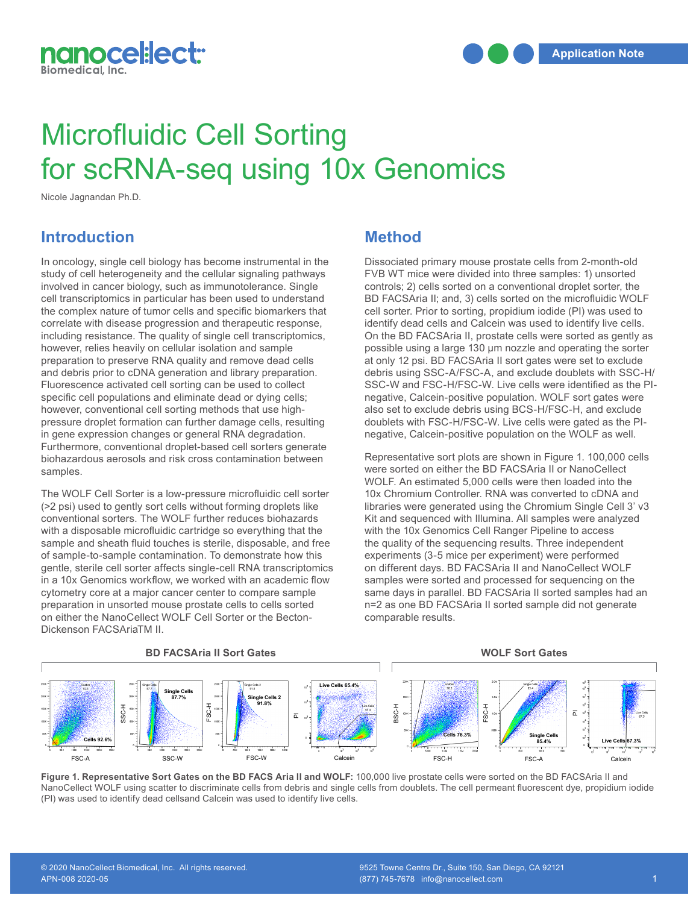# Microfluidic Cell Sorting for scRNA-seq using 10x Genomics

Nicole Jagnandan Ph.D.

## Introduction

In oncology, single cell biology has become instrumental in the study of cell heterogeneity and the cellular signaling pathways involved in cancer biology, such as immunotolerance. Single cell transcriptomics in particular has been used to understand the complex nature of tumor cells and specific biomarkers that correlate with disease progression and therapeutic response, including resistance. The quality of single cell transcriptomics, however, relies heavily on cellular isolation and sample preparation to preserve RNA quality and remove dead cells and debris prior to cDNA generation and library preparation. Fluorescence activated cell sorting can be used to collect specific cell populations and eliminate dead or dying cells; however, conventional cell sorting methods that use high-pressure droplet formation can further damage cells, resulting in gene expression changes or general RNA degradation. Furthermore, conventional droplet-based cell sorters generate biohazardous aerosols and risk cross contamination between samples.

The WOLF Cell Sorter is a low-pressure microfluidic cell sorter (>2 psi) used to gently sort cells without forming droplets like conventional sorters. The WOLF further reduces biohazards with a disposable microfluidic cartridge so everything that the sample and sheath fluid touches is sterile, disposable, and free of sample-to-sample contamination. To demonstrate how this gentle, sterile cell sorter affects single-cell RNA transcriptomics in a 10x Genomics workflow, we worked with an academic flow cytometry core at a major cancer center to compare sample preparation in unsorted mouse prostate cells to cells sorted on either the NanoCellect WOLF Cell Sorter or the Becton-Dickenson FACSAriaTM II.

## Method

Dissociated primary mouse prostate cells from 2-month-old FVB WT mice were divided into three samples: 1) unsorted controls; 2) cells sorted on a conventional droplet sorter, the BD FACSAria II; and, 3) cells sorted on the microfluidic WOLF cell sorter. Prior to sorting, propidium iodide (PI) was used to identify dead cells and Calcein was used to identify live cells. On the BD FACSAria II, prostate cells were sorted as gently as possible using a large 130 µm nozzle and operating the sorter at only 12 psi. BD FACSAria II sort gates were set to exclude debris using SSC-A/FSC-A, and exclude doublets with SSC-H/SSC-W and FSC-H/FSC-W. Live cells were identified as the PI-negative, Calcein-positive population. WOLF sort gates were also set to exclude debris using BCS-H/FSC-H, and exclude doublets with FSC-H/FSC-W. Live cells were gated as the PI-negative, Calcein-positive population on the WOLF as well.

Representative sort plots are shown in Figure 1. 100,000 cells were sorted on either the BD FACSAria II or NanoCellect WOLF. An estimated 5,000 cells were then loaded into the 10x Chromium Controller. RNA was converted to cDNA and libraries were generated using the Chromium Single Cell 3' v3 Kit and sequenced with Illumina. All samples were analyzed with the 10x Genomics Cell Ranger Pipeline to access the quality of the sequencing results. Three independent experiments (3-5 mice per experiment) were performed on different days. BD FACSAria II and NanoCellect WOLF samples were sorted and processed for sequencing on the same days in parallel. BD FACSAria II sorted samples had an n=2 as one BD FACSAria II sorted sample did not generate comparable results.

**Figure 1. Representative Sort Gates on the BD FACS Aria II and WOLF:** 100,000 live prostate cells were sorted on the BD FACSAria II and NanoCellect WOLF using scatter to discriminate cells from debris and single cells from doublets. The cell permeant fluorescent dye, propidium iodide (PI) was used to identify dead cellsand Calcein was used to identify live cells.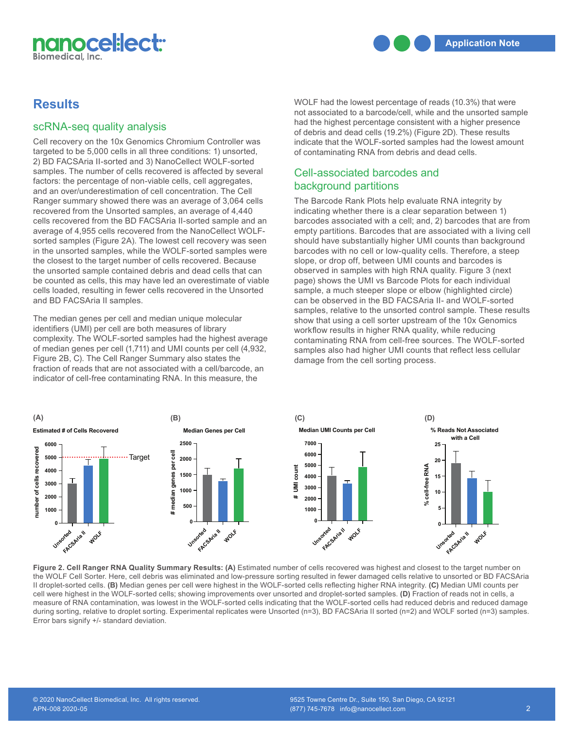# Results

## scRNA-seq quality analysis

Cell recovery on the 10x Genomics Chromium Controller was targeted to be 5,000 cells in all three conditions: 1) unsorted, 2) BD FACSAria II-sorted and 3) NanoCellect WOLF-sorted samples. The number of cells recovered is affected by several factors: the percentage of non-viable cells, cell aggregates, and an over/underestimation of cell concentration. The Cell Ranger summary showed there was an average of 3,064 cells recovered from the Unsorted samples, an average of 4,440 cells recovered from the BD FACSAria II-sorted sample and an average of 4,955 cells recovered from the NanoCellect WOLF-sorted samples (Figure 2A). The lowest cell recovery was seen in the unsorted samples, while the WOLF-sorted samples were the closest to the target number of cells recovered. Because the unsorted sample contained debris and dead cells that can be counted as cells, this may have led an overestimate of viable cells loaded, resulting in fewer cells recovered in the Unsorted and BD FACSAria II samples.

The median genes per cell and median unique molecular identifiers (UMI) per cell are both measures of library complexity. The WOLF-sorted samples had the highest average of median genes per cell (1,711) and UMI counts per cell (4,932, Figure 2B, C). The Cell Ranger Summary also states the fraction of reads that are not associated with a cell/barcode, an indicator of cell-free contaminating RNA. In this measure, the WOLF had the lowest percentage of reads (10.3%) that were not associated to a barcode/cell, while and the unsorted sample had the highest percentage consistent with a higher presence of debris and dead cells (19.2%) (Figure 2D). These results indicate that the WOLF-sorted samples had the lowest amount of contaminating RNA from debris and dead cells.

## Cell-associated barcodes and background partitions

The Barcode Rank Plots help evaluate RNA integrity by indicating whether there is a clear separation between 1) barcodes associated with a cell; and, 2) barcodes that are from empty partitions. Barcodes that are associated with a living cell should have substantially higher UMI counts than background barcodes with no cell or low-quality cells. Therefore, a steep slope, or drop off, between UMI counts and barcodes is observed in samples with high RNA quality. Figure 3 (next page) shows the UMI vs Barcode Plots for each individual sample, a much steeper slope or elbow (highlighted circle) can be observed in the BD FACSAria II- and WOLF-sorted samples, relative to the unsorted control sample. These results show that using a cell sorter upstream of the 10x Genomics workflow results in higher RNA quality, while reducing contaminating RNA from cell-free sources. The WOLF-sorted samples also had higher UMI counts that reflect less cellular damage from the cell sorting process.

**Figure 2. Cell Ranger RNA Quality Summary Results: (A)** Estimated number of cells recovered was highest and closest to the target number on the WOLF Cell Sorter. Here, cell debris was eliminated and low-pressure sorting resulted in fewer damaged cells relative to unsorted or BD FACSAria II droplet-sorted cells. **(B)** Median genes per cell were highest in the WOLF-sorted cells reflecting higher RNA integrity. **(C)** Median UMI counts per cell were highest in the WOLF-sorted cells; showing improvements over unsorted and droplet-sorted samples. **(D)** Fraction of reads not in cells, a measure of RNA contamination, was lowest in the WOLF-sorted cells indicating that the WOLF-sorted cells had reduced debris and reduced damage during sorting, relative to droplet sorting. Experimental replicates were Unsorted (n=3), BD FACSAria II sorted (n=2) and WOLF sorted (n=3) samples. Error bars signify +/- standard deviation.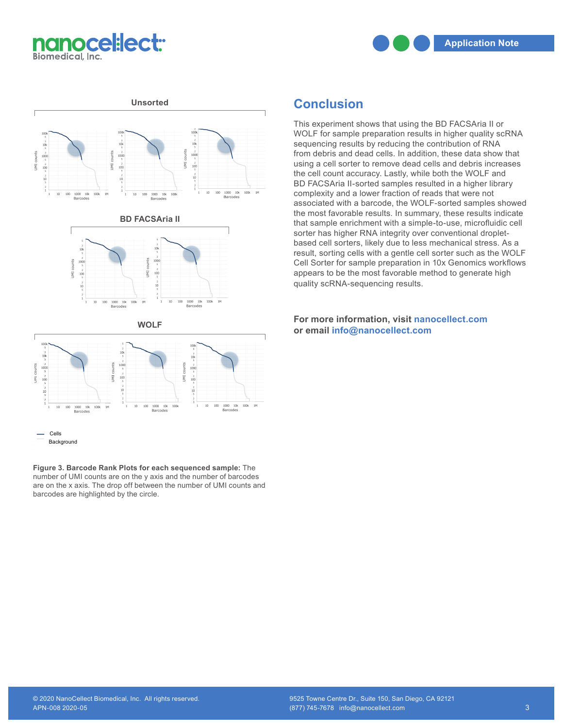Unsorted

BD FACSAria II

WOLF

Cells
Background

**Figure 3. Barcode Rank Plots for each sequenced sample:** The number of UMI counts are on the y axis and the number of barcodes are on the x axis. The drop off between the number of UMI counts and barcodes are highlighted by the circle.

## Conclusion

This experiment shows that using the BD FACSAria II or WOLF for sample preparation results in higher quality scRNA sequencing results by reducing the contribution of RNA from debris and dead cells. In addition, these data show that using a cell sorter to remove dead cells and debris increases the cell count accuracy. Lastly, while both the WOLF and BD FACSAria II-sorted samples resulted in a higher library complexity and a lower fraction of reads that were not associated with a barcode, the WOLF-sorted samples showed the most favorable results. In summary, these results indicate that sample enrichment with a simple-to-use, microfluidic cell sorter has higher RNA integrity over conventional droplet-based cell sorters, likely due to less mechanical stress. As a result, sorting cells with a gentle cell sorter such as the WOLF Cell Sorter for sample preparation in 10x Genomics workflows appears to be the most favorable method to generate high quality scRNA-sequencing results.

**For more information, visit nanocellect.com or email info@nanocellect.com**